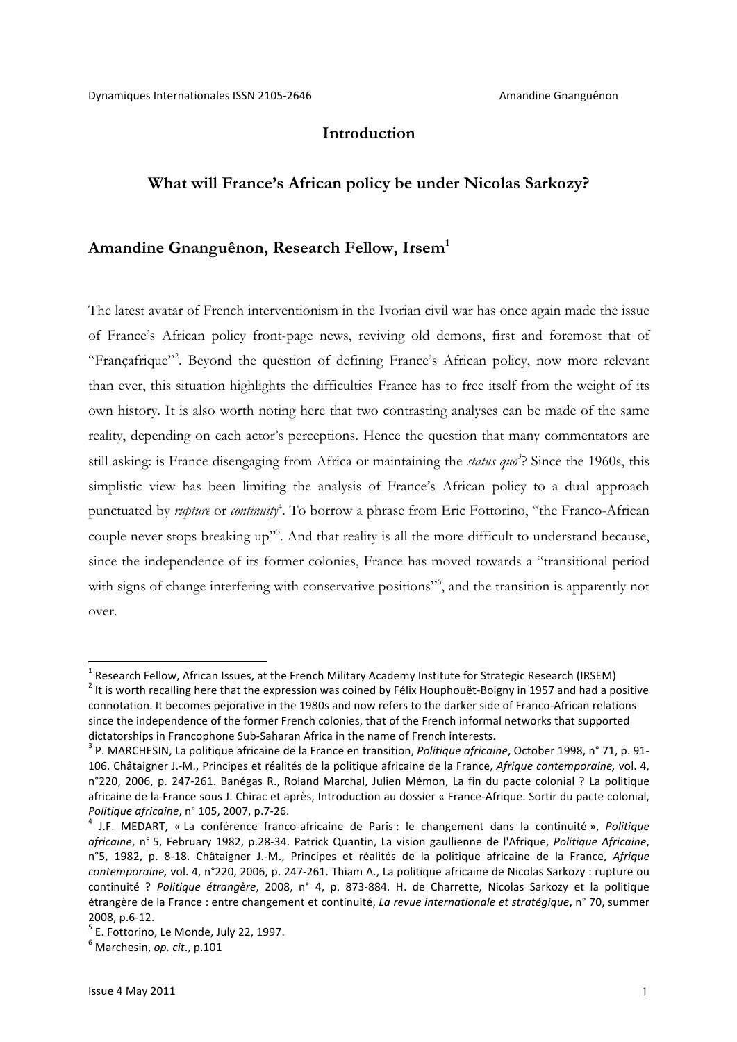# Introduction

## What will France's African policy be under Nicolas Sarkozy?

**Amandine Gnanguênon, Research Fellow, Irsem**[1]

The latest avatar of French interventionism in the Ivorian civil war has once again made the issue of France's African policy front-page news, reviving old demons, first and foremost that of "Françafrique"[2]. Beyond the question of defining France's African policy, now more relevant than ever, this situation highlights the difficulties France has to free itself from the weight of its own history. It is also worth noting here that two contrasting analyses can be made of the same reality, depending on each actor's perceptions. Hence the question that many commentators are still asking: is France disengaging from Africa or maintaining the *status quo*[3]? Since the 1960s, this simplistic view has been limiting the analysis of France's African policy to a dual approach punctuated by *rupture* or *continuity*[4]. To borrow a phrase from Eric Fottorino, "the Franco-African couple never stops breaking up"[5]. And that reality is all the more difficult to understand because, since the independence of its former colonies, France has moved towards a "transitional period with signs of change interfering with conservative positions"[6], and the transition is apparently not over.

---

[1] Research Fellow, African Issues, at the French Military Academy Institute for Strategic Research (IRSEM)

[2] It is worth recalling here that the expression was coined by Félix Houphouët-Boigny in 1957 and had a positive connotation. It becomes pejorative in the 1980s and now refers to the darker side of Franco-African relations since the independence of the former French colonies, that of the French informal networks that supported dictatorships in Francophone Sub-Saharan Africa in the name of French interests.

[3] P. MARCHESIN, La politique africaine de la France en transition, *Politique africaine*, October 1998, n° 71, p. 91-106. Châtaigner J.-M., Principes et réalités de la politique africaine de la France, *Afrique contemporaine,* vol. 4, n°220, 2006, p. 247-261. Banégas R., Roland Marchal, Julien Mémon, La fin du pacte colonial ? La politique africaine de la France sous J. Chirac et après, Introduction au dossier « France-Afrique. Sortir du pacte colonial, *Politique africaine*, n° 105, 2007, p.7-26.

[4] J.F. MEDART, « La conférence franco-africaine de Paris : le changement dans la continuité », *Politique africaine*, n° 5, February 1982, p.28-34. Patrick Quantin, La vision gaullienne de l'Afrique, *Politique Africaine*, n°5, 1982, p. 8-18. Châtaigner J.-M., Principes et réalités de la politique africaine de la France, *Afrique contemporaine,* vol. 4, n°220, 2006, p. 247-261. Thiam A., La politique africaine de Nicolas Sarkozy : rupture ou continuité ? *Politique étrangère*, 2008, n° 4, p. 873-884. H. de Charrette, Nicolas Sarkozy et la politique étrangère de la France : entre changement et continuité, *La revue internationale et stratégique*, n° 70, summer 2008, p.6-12.

[5] E. Fottorino, Le Monde, July 22, 1997.

[6] Marchesin, *op. cit*., p.101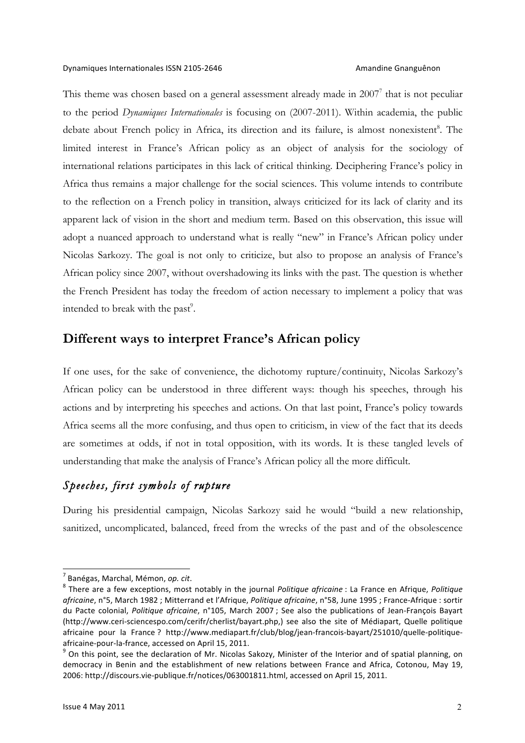This theme was chosen based on a general assessment already made in 2007[7] that is not peculiar to the period *Dynamiques Internationales* is focusing on (2007-2011). Within academia, the public debate about French policy in Africa, its direction and its failure, is almost nonexistent[8]. The limited interest in France's African policy as an object of analysis for the sociology of international relations participates in this lack of critical thinking. Deciphering France's policy in Africa thus remains a major challenge for the social sciences. This volume intends to contribute to the reflection on a French policy in transition, always criticized for its lack of clarity and its apparent lack of vision in the short and medium term. Based on this observation, this issue will adopt a nuanced approach to understand what is really "new" in France's African policy under Nicolas Sarkozy. The goal is not only to criticize, but also to propose an analysis of France's African policy since 2007, without overshadowing its links with the past. The question is whether the French President has today the freedom of action necessary to implement a policy that was intended to break with the past[9].

## Different ways to interpret France's African policy

If one uses, for the sake of convenience, the dichotomy rupture/continuity, Nicolas Sarkozy's African policy can be understood in three different ways: though his speeches, through his actions and by interpreting his speeches and actions. On that last point, France's policy towards Africa seems all the more confusing, and thus open to criticism, in view of the fact that its deeds are sometimes at odds, if not in total opposition, with its words. It is these tangled levels of understanding that make the analysis of France's African policy all the more difficult.

### *Speeches, first symbols of rupture*

During his presidential campaign, Nicolas Sarkozy said he would "build a new relationship, sanitized, uncomplicated, balanced, freed from the wrecks of the past and of the obsolescence

---

[7] Banégas, Marchal, Mémon, *op. cit*.

[8] There are a few exceptions, most notably in the journal *Politique africaine* : La France en Afrique, *Politique africaine*, n°5, March 1982 ; Mitterrand et l'Afrique, *Politique africaine*, n°58, June 1995 ; France-Afrique : sortir du Pacte colonial, *Politique africaine*, n°105, March 2007 ; See also the publications of Jean-François Bayart (http://www.ceri-sciencespo.com/cerifr/cherlist/bayart.php,) see also the site of Médiapart, Quelle politique africaine pour la France ? http://www.mediapart.fr/club/blog/jean-francois-bayart/251010/quelle-politique-africaine-pour-la-france, accessed on April 15, 2011.

[9] On this point, see the declaration of Mr. Nicolas Sakozy, Minister of the Interior and of spatial planning, on democracy in Benin and the establishment of new relations between France and Africa, Cotonou, May 19, 2006: http://discours.vie-publique.fr/notices/063001811.html, accessed on April 15, 2011.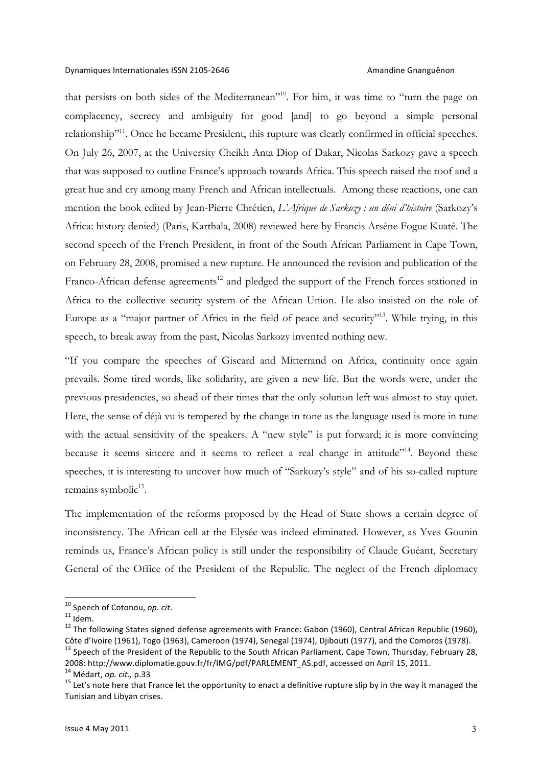that persists on both sides of the Mediterranean"[10]. For him, it was time to "turn the page on complacency, secrecy and ambiguity for good [and] to go beyond a simple personal relationship"[11]. Once he became President, this rupture was clearly confirmed in official speeches. On July 26, 2007, at the University Cheikh Anta Diop of Dakar, Nicolas Sarkozy gave a speech that was supposed to outline France's approach towards Africa. This speech raised the roof and a great hue and cry among many French and African intellectuals. Among these reactions, one can mention the book edited by Jean-Pierre Chrétien, *L'Afrique de Sarkozy : un déni d'histoire* (Sarkozy's Africa: history denied) (Paris, Karthala, 2008) reviewed here by Francis Arsène Fogue Kuaté. The second speech of the French President, in front of the South African Parliament in Cape Town, on February 28, 2008, promised a new rupture. He announced the revision and publication of the Franco-African defense agreements[12] and pledged the support of the French forces stationed in Africa to the collective security system of the African Union. He also insisted on the role of Europe as a "major partner of Africa in the field of peace and security"[13]. While trying, in this speech, to break away from the past, Nicolas Sarkozy invented nothing new.

"If you compare the speeches of Giscard and Mitterrand on Africa, continuity once again prevails. Some tired words, like solidarity, are given a new life. But the words were, under the previous presidencies, so ahead of their times that the only solution left was almost to stay quiet. Here, the sense of déjà vu is tempered by the change in tone as the language used is more in tune with the actual sensitivity of the speakers. A "new style" is put forward; it is more convincing because it seems sincere and it seems to reflect a real change in attitude"[14]. Beyond these speeches, it is interesting to uncover how much of "Sarkozy's style" and of his so-called rupture remains symbolic[15].

The implementation of the reforms proposed by the Head of State shows a certain degree of inconsistency. The African cell at the Elysée was indeed eliminated. However, as Yves Gounin reminds us, France's African policy is still under the responsibility of Claude Guéant, Secretary General of the Office of the President of the Republic. The neglect of the French diplomacy

---

[10] Speech of Cotonou, *op. cit*.

[11] Idem.

[12] The following States signed defense agreements with France: Gabon (1960), Central African Republic (1960), Côte d'Ivoire (1961), Togo (1963), Cameroon (1974), Senegal (1974), Djibouti (1977), and the Comoros (1978).

[13] Speech of the President of the Republic to the South African Parliament, Cape Town, Thursday, February 28, 2008: http://www.diplomatie.gouv.fr/fr/IMG/pdf/PARLEMENT_AS.pdf, accessed on April 15, 2011.

[14] Médart, *op. cit.,* p.33

[15] Let's note here that France let the opportunity to enact a definitive rupture slip by in the way it managed the Tunisian and Libyan crises.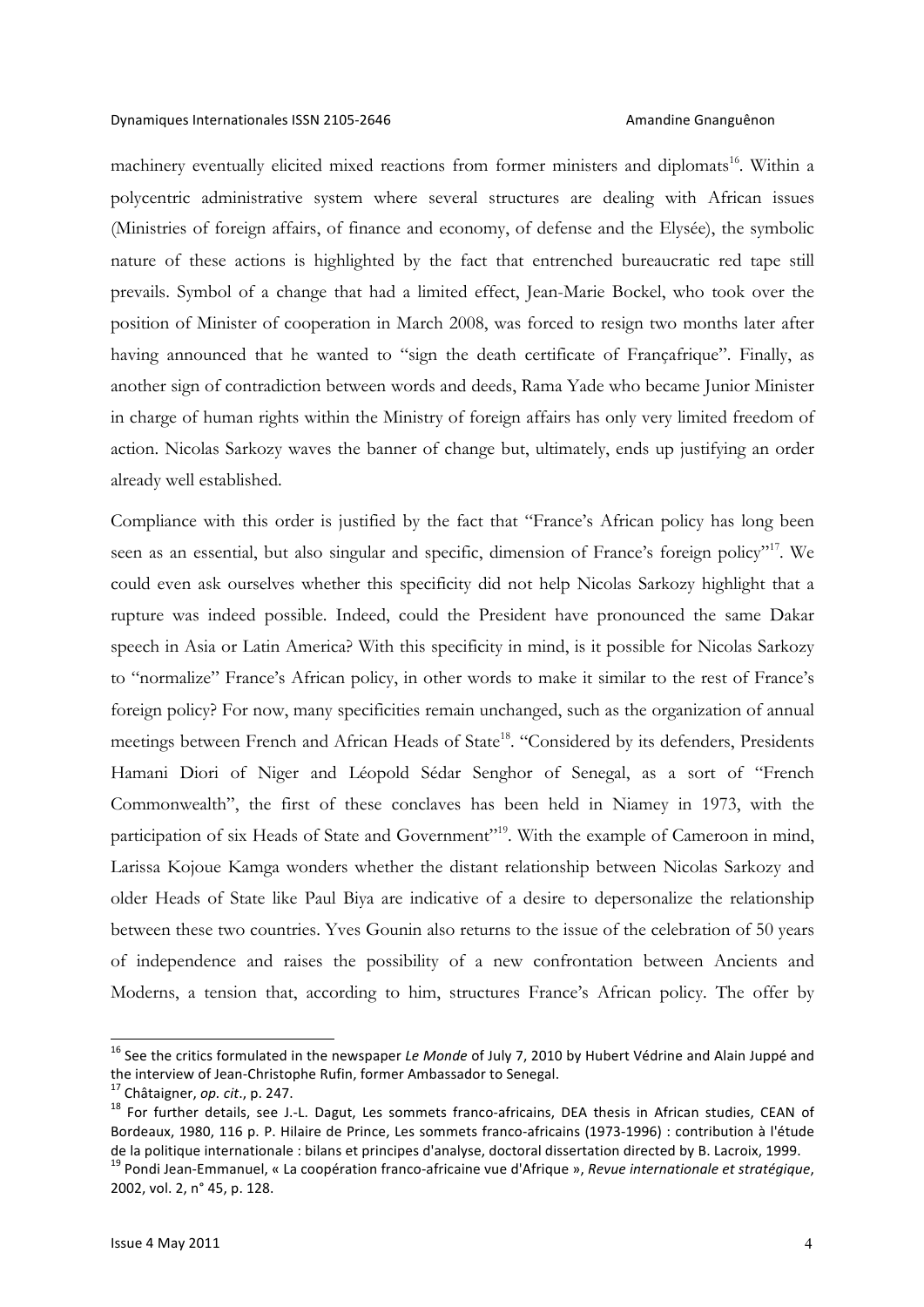machinery eventually elicited mixed reactions from former ministers and diplomats[16]. Within a polycentric administrative system where several structures are dealing with African issues (Ministries of foreign affairs, of finance and economy, of defense and the Elysée), the symbolic nature of these actions is highlighted by the fact that entrenched bureaucratic red tape still prevails. Symbol of a change that had a limited effect, Jean-Marie Bockel, who took over the position of Minister of cooperation in March 2008, was forced to resign two months later after having announced that he wanted to "sign the death certificate of Françafrique". Finally, as another sign of contradiction between words and deeds, Rama Yade who became Junior Minister in charge of human rights within the Ministry of foreign affairs has only very limited freedom of action. Nicolas Sarkozy waves the banner of change but, ultimately, ends up justifying an order already well established.

Compliance with this order is justified by the fact that "France's African policy has long been seen as an essential, but also singular and specific, dimension of France's foreign policy"[17]. We could even ask ourselves whether this specificity did not help Nicolas Sarkozy highlight that a rupture was indeed possible. Indeed, could the President have pronounced the same Dakar speech in Asia or Latin America? With this specificity in mind, is it possible for Nicolas Sarkozy to "normalize" France's African policy, in other words to make it similar to the rest of France's foreign policy? For now, many specificities remain unchanged, such as the organization of annual meetings between French and African Heads of State[18]. "Considered by its defenders, Presidents Hamani Diori of Niger and Léopold Sédar Senghor of Senegal, as a sort of "French Commonwealth", the first of these conclaves has been held in Niamey in 1973, with the participation of six Heads of State and Government"[19]. With the example of Cameroon in mind, Larissa Kojoue Kamga wonders whether the distant relationship between Nicolas Sarkozy and older Heads of State like Paul Biya are indicative of a desire to depersonalize the relationship between these two countries. Yves Gounin also returns to the issue of the celebration of 50 years of independence and raises the possibility of a new confrontation between Ancients and Moderns, a tension that, according to him, structures France's African policy. The offer by

---

[16] See the critics formulated in the newspaper *Le Monde* of July 7, 2010 by Hubert Védrine and Alain Juppé and the interview of Jean-Christophe Rufin, former Ambassador to Senegal.

[17] Châtaigner, *op. cit*., p. 247.

[18] For further details, see J.-L. Dagut, Les sommets franco-africains, DEA thesis in African studies, CEAN of Bordeaux, 1980, 116 p. P. Hilaire de Prince, Les sommets franco-africains (1973-1996) : contribution à l'étude de la politique internationale : bilans et principes d'analyse, doctoral dissertation directed by B. Lacroix, 1999.

[19] Pondi Jean-Emmanuel, « La coopération franco-africaine vue d'Afrique », *Revue internationale et stratégique*, 2002, vol. 2, n° 45, p. 128.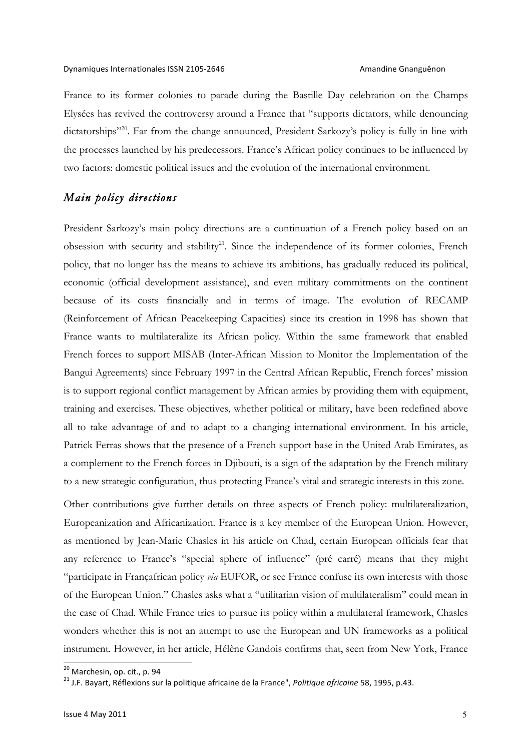France to its former colonies to parade during the Bastille Day celebration on the Champs Elysées has revived the controversy around a France that "supports dictators, while denouncing dictatorships"[20]. Far from the change announced, President Sarkozy's policy is fully in line with the processes launched by his predecessors. France's African policy continues to be influenced by two factors: domestic political issues and the evolution of the international environment.

## *Main policy directions*

President Sarkozy's main policy directions are a continuation of a French policy based on an obsession with security and stability[21]. Since the independence of its former colonies, French policy, that no longer has the means to achieve its ambitions, has gradually reduced its political, economic (official development assistance), and even military commitments on the continent because of its costs financially and in terms of image. The evolution of RECAMP (Reinforcement of African Peacekeeping Capacities) since its creation in 1998 has shown that France wants to multilateralize its African policy. Within the same framework that enabled French forces to support MISAB (Inter-African Mission to Monitor the Implementation of the Bangui Agreements) since February 1997 in the Central African Republic, French forces' mission is to support regional conflict management by African armies by providing them with equipment, training and exercises. These objectives, whether political or military, have been redefined above all to take advantage of and to adapt to a changing international environment. In his article, Patrick Ferras shows that the presence of a French support base in the United Arab Emirates, as a complement to the French forces in Djibouti, is a sign of the adaptation by the French military to a new strategic configuration, thus protecting France's vital and strategic interests in this zone.

Other contributions give further details on three aspects of French policy: multilateralization, Europeanization and Africanization. France is a key member of the European Union. However, as mentioned by Jean-Marie Chasles in his article on Chad, certain European officials fear that any reference to France's "special sphere of influence" (pré carré) means that they might "participate in Françafrican policy *via* EUFOR, or see France confuse its own interests with those of the European Union." Chasles asks what a "utilitarian vision of multilateralism" could mean in the case of Chad. While France tries to pursue its policy within a multilateral framework, Chasles wonders whether this is not an attempt to use the European and UN frameworks as a political instrument. However, in her article, Hélène Gandois confirms that, seen from New York, France

---

[20] Marchesin, op. cit., p. 94

[21] J.F. Bayart, Réflexions sur la politique africaine de la France", *Politique africaine* 58, 1995, p.43.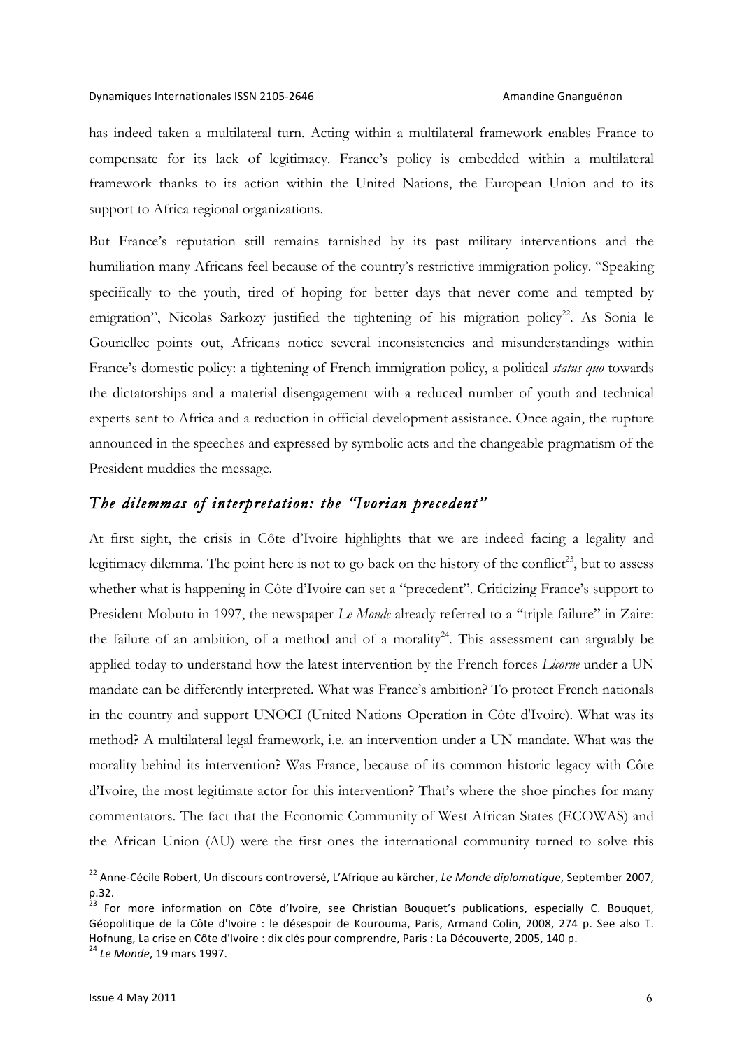has indeed taken a multilateral turn. Acting within a multilateral framework enables France to compensate for its lack of legitimacy. France's policy is embedded within a multilateral framework thanks to its action within the United Nations, the European Union and to its support to Africa regional organizations.

But France's reputation still remains tarnished by its past military interventions and the humiliation many Africans feel because of the country's restrictive immigration policy. "Speaking specifically to the youth, tired of hoping for better days that never come and tempted by emigration", Nicolas Sarkozy justified the tightening of his migration policy[22]. As Sonia le Gouriellec points out, Africans notice several inconsistencies and misunderstandings within France's domestic policy: a tightening of French immigration policy, a political *status quo* towards the dictatorships and a material disengagement with a reduced number of youth and technical experts sent to Africa and a reduction in official development assistance. Once again, the rupture announced in the speeches and expressed by symbolic acts and the changeable pragmatism of the President muddies the message.

## *The dilemmas of interpretation: the "Ivorian precedent"*

At first sight, the crisis in Côte d'Ivoire highlights that we are indeed facing a legality and legitimacy dilemma. The point here is not to go back on the history of the conflict[23], but to assess whether what is happening in Côte d'Ivoire can set a "precedent". Criticizing France's support to President Mobutu in 1997, the newspaper *Le Monde* already referred to a "triple failure" in Zaire: the failure of an ambition, of a method and of a morality[24]. This assessment can arguably be applied today to understand how the latest intervention by the French forces *Licorne* under a UN mandate can be differently interpreted. What was France's ambition? To protect French nationals in the country and support UNOCI (United Nations Operation in Côte d'Ivoire). What was its method? A multilateral legal framework, i.e. an intervention under a UN mandate. What was the morality behind its intervention? Was France, because of its common historic legacy with Côte d'Ivoire, the most legitimate actor for this intervention? That's where the shoe pinches for many commentators. The fact that the Economic Community of West African States (ECOWAS) and the African Union (AU) were the first ones the international community turned to solve this

---

[22] Anne-Cécile Robert, Un discours controversé, L'Afrique au kärcher, *Le Monde diplomatique*, September 2007, p.32.

[23] For more information on Côte d'Ivoire, see Christian Bouquet's publications, especially C. Bouquet, Géopolitique de la Côte d'Ivoire : le désespoir de Kourouma, Paris, Armand Colin, 2008, 274 p. See also T. Hofnung, La crise en Côte d'Ivoire : dix clés pour comprendre, Paris : La Découverte, 2005, 140 p.

[24] *Le Monde*, 19 mars 1997.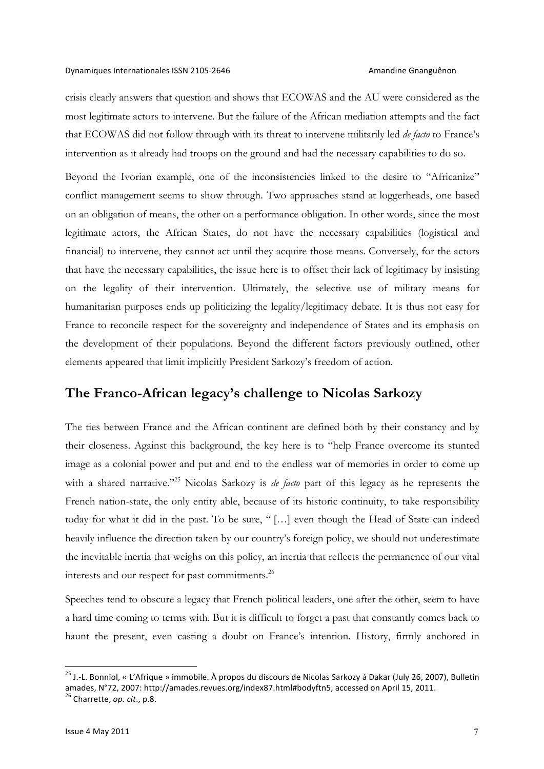crisis clearly answers that question and shows that ECOWAS and the AU were considered as the most legitimate actors to intervene. But the failure of the African mediation attempts and the fact that ECOWAS did not follow through with its threat to intervene militarily led *de facto* to France's intervention as it already had troops on the ground and had the necessary capabilities to do so.

Beyond the Ivorian example, one of the inconsistencies linked to the desire to "Africanize" conflict management seems to show through. Two approaches stand at loggerheads, one based on an obligation of means, the other on a performance obligation. In other words, since the most legitimate actors, the African States, do not have the necessary capabilities (logistical and financial) to intervene, they cannot act until they acquire those means. Conversely, for the actors that have the necessary capabilities, the issue here is to offset their lack of legitimacy by insisting on the legality of their intervention. Ultimately, the selective use of military means for humanitarian purposes ends up politicizing the legality/legitimacy debate. It is thus not easy for France to reconcile respect for the sovereignty and independence of States and its emphasis on the development of their populations. Beyond the different factors previously outlined, other elements appeared that limit implicitly President Sarkozy's freedom of action.

## The Franco-African legacy's challenge to Nicolas Sarkozy

The ties between France and the African continent are defined both by their constancy and by their closeness. Against this background, the key here is to "help France overcome its stunted image as a colonial power and put and end to the endless war of memories in order to come up with a shared narrative."[25] Nicolas Sarkozy is *de facto* part of this legacy as he represents the French nation-state, the only entity able, because of its historic continuity, to take responsibility today for what it did in the past. To be sure, " […] even though the Head of State can indeed heavily influence the direction taken by our country's foreign policy, we should not underestimate the inevitable inertia that weighs on this policy, an inertia that reflects the permanence of our vital interests and our respect for past commitments.[26]

Speeches tend to obscure a legacy that French political leaders, one after the other, seem to have a hard time coming to terms with. But it is difficult to forget a past that constantly comes back to haunt the present, even casting a doubt on France's intention. History, firmly anchored in

---

[25] J.-L. Bonniol, « L'Afrique » immobile. À propos du discours de Nicolas Sarkozy à Dakar (July 26, 2007), Bulletin amades, N°72, 2007: http://amades.revues.org/index87.html#bodyftn5, accessed on April 15, 2011.

[26] Charrette, *op. cit*., p.8.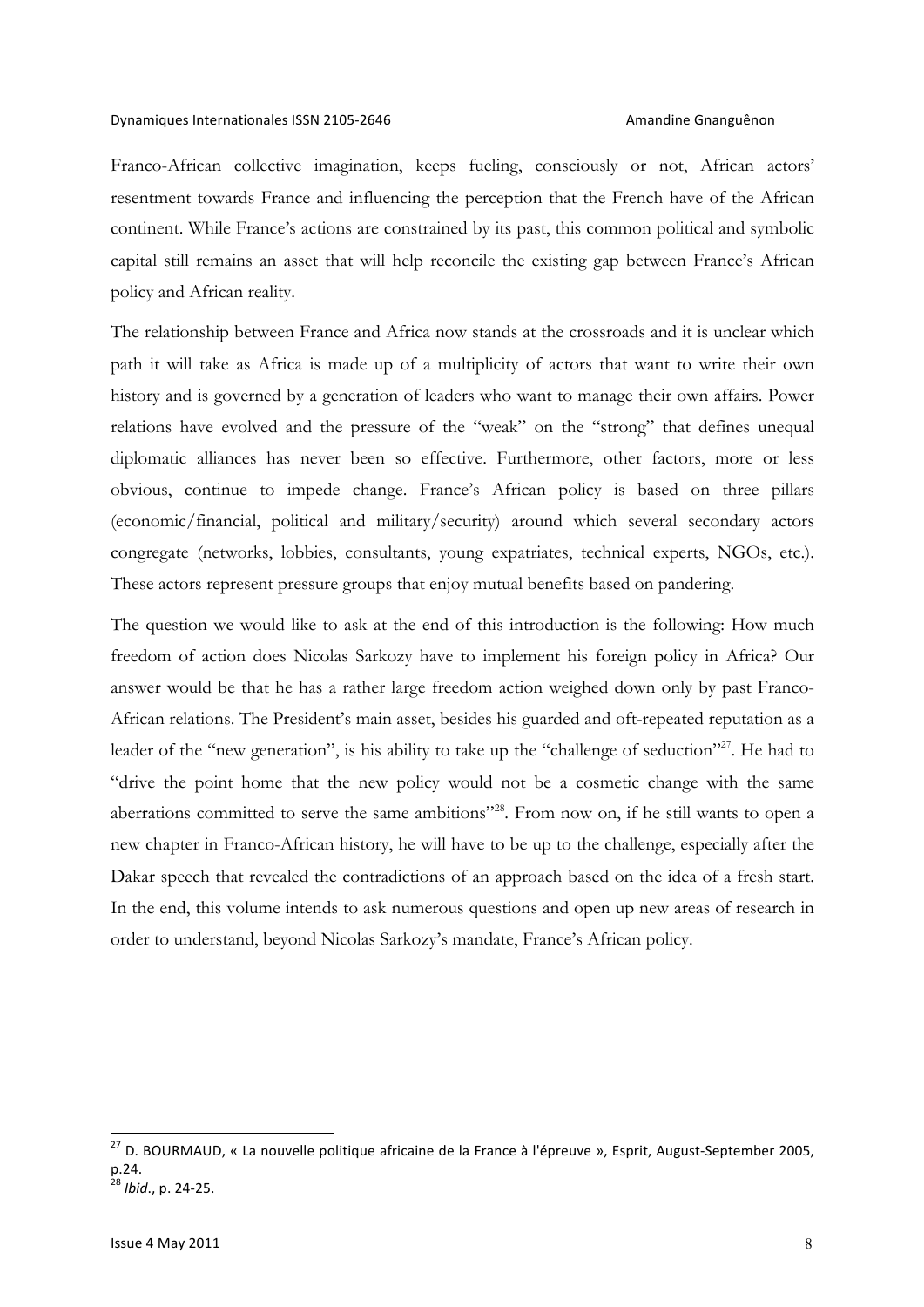Franco-African collective imagination, keeps fueling, consciously or not, African actors' resentment towards France and influencing the perception that the French have of the African continent. While France's actions are constrained by its past, this common political and symbolic capital still remains an asset that will help reconcile the existing gap between France's African policy and African reality.

The relationship between France and Africa now stands at the crossroads and it is unclear which path it will take as Africa is made up of a multiplicity of actors that want to write their own history and is governed by a generation of leaders who want to manage their own affairs. Power relations have evolved and the pressure of the "weak" on the "strong" that defines unequal diplomatic alliances has never been so effective. Furthermore, other factors, more or less obvious, continue to impede change. France's African policy is based on three pillars (economic/financial, political and military/security) around which several secondary actors congregate (networks, lobbies, consultants, young expatriates, technical experts, NGOs, etc.). These actors represent pressure groups that enjoy mutual benefits based on pandering.

The question we would like to ask at the end of this introduction is the following: How much freedom of action does Nicolas Sarkozy have to implement his foreign policy in Africa? Our answer would be that he has a rather large freedom action weighed down only by past Franco-African relations. The President's main asset, besides his guarded and oft-repeated reputation as a leader of the "new generation", is his ability to take up the "challenge of seduction"[27]. He had to "drive the point home that the new policy would not be a cosmetic change with the same aberrations committed to serve the same ambitions"[28]. From now on, if he still wants to open a new chapter in Franco-African history, he will have to be up to the challenge, especially after the Dakar speech that revealed the contradictions of an approach based on the idea of a fresh start. In the end, this volume intends to ask numerous questions and open up new areas of research in order to understand, beyond Nicolas Sarkozy's mandate, France's African policy.

---

[27] D. BOURMAUD, « La nouvelle politique africaine de la France à l'épreuve », Esprit, August-September 2005, p.24.

[28] *Ibid*., p. 24-25.